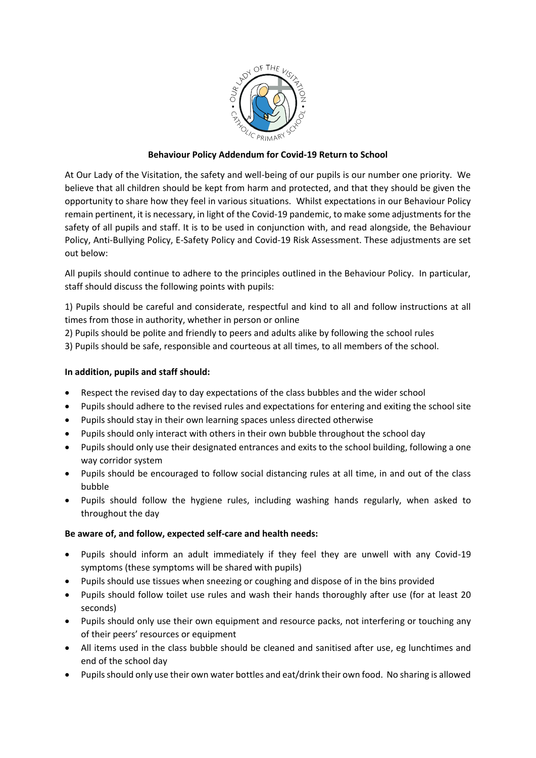**Behaviour Policy Addendum for Covid-19 Return to School**

At Our Lady of the Visitation, the safety and well-being of our pupils is our number one priority. We believe that all children should be kept from harm and protected, and that they should be given the opportunity to share how they feel in various situations. Whilst expectations in our Behaviour Policy remain pertinent, it is necessary, in light of the Covid-19 pandemic, to make some adjustments for the safety of all pupils and staff. It is to be used in conjunction with, and read alongside, the Behaviour Policy, Anti-Bullying Policy, E-Safety Policy and Covid-19 Risk Assessment. These adjustments are set out below:

All pupils should continue to adhere to the principles outlined in the Behaviour Policy. In particular, staff should discuss the following points with pupils:

1) Pupils should be careful and considerate, respectful and kind to all and follow instructions at all times from those in authority, whether in person or online
2) Pupils should be polite and friendly to peers and adults alike by following the school rules
3) Pupils should be safe, responsible and courteous at all times, to all members of the school.

**In addition, pupils and staff should:**

- Respect the revised day to day expectations of the class bubbles and the wider school
- Pupils should adhere to the revised rules and expectations for entering and exiting the school site
- Pupils should stay in their own learning spaces unless directed otherwise
- Pupils should only interact with others in their own bubble throughout the school day
- Pupils should only use their designated entrances and exits to the school building, following a one way corridor system
- Pupils should be encouraged to follow social distancing rules at all time, in and out of the class bubble
- Pupils should follow the hygiene rules, including washing hands regularly, when asked to throughout the day

**Be aware of, and follow, expected self-care and health needs:**

- Pupils should inform an adult immediately if they feel they are unwell with any Covid-19 symptoms (these symptoms will be shared with pupils)
- Pupils should use tissues when sneezing or coughing and dispose of in the bins provided
- Pupils should follow toilet use rules and wash their hands thoroughly after use (for at least 20 seconds)
- Pupils should only use their own equipment and resource packs, not interfering or touching any of their peers' resources or equipment
- All items used in the class bubble should be cleaned and sanitised after use, eg lunchtimes and end of the school day
- Pupils should only use their own water bottles and eat/drink their own food. No sharing is allowed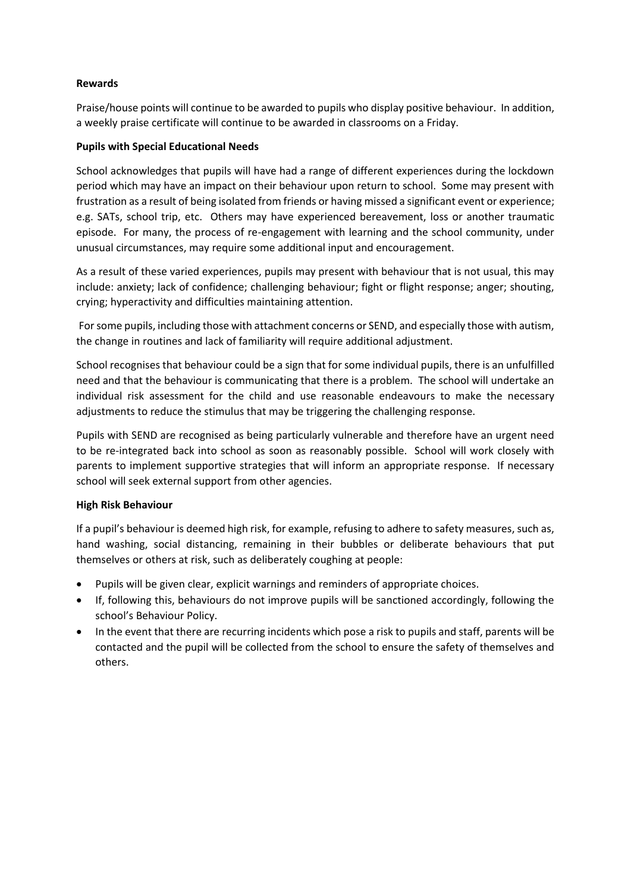**Rewards**

Praise/house points will continue to be awarded to pupils who display positive behaviour. In addition, a weekly praise certificate will continue to be awarded in classrooms on a Friday.

**Pupils with Special Educational Needs**

School acknowledges that pupils will have had a range of different experiences during the lockdown period which may have an impact on their behaviour upon return to school. Some may present with frustration as a result of being isolated from friends or having missed a significant event or experience; e.g. SATs, school trip, etc. Others may have experienced bereavement, loss or another traumatic episode. For many, the process of re-engagement with learning and the school community, under unusual circumstances, may require some additional input and encouragement.

As a result of these varied experiences, pupils may present with behaviour that is not usual, this may include: anxiety; lack of confidence; challenging behaviour; fight or flight response; anger; shouting, crying; hyperactivity and difficulties maintaining attention.

For some pupils, including those with attachment concerns or SEND, and especially those with autism, the change in routines and lack of familiarity will require additional adjustment.

School recognises that behaviour could be a sign that for some individual pupils, there is an unfulfilled need and that the behaviour is communicating that there is a problem. The school will undertake an individual risk assessment for the child and use reasonable endeavours to make the necessary adjustments to reduce the stimulus that may be triggering the challenging response.

Pupils with SEND are recognised as being particularly vulnerable and therefore have an urgent need to be re-integrated back into school as soon as reasonably possible. School will work closely with parents to implement supportive strategies that will inform an appropriate response. If necessary school will seek external support from other agencies.

**High Risk Behaviour**

If a pupil's behaviour is deemed high risk, for example, refusing to adhere to safety measures, such as, hand washing, social distancing, remaining in their bubbles or deliberate behaviours that put themselves or others at risk, such as deliberately coughing at people:

- Pupils will be given clear, explicit warnings and reminders of appropriate choices.
- If, following this, behaviours do not improve pupils will be sanctioned accordingly, following the school's Behaviour Policy.
- In the event that there are recurring incidents which pose a risk to pupils and staff, parents will be contacted and the pupil will be collected from the school to ensure the safety of themselves and others.